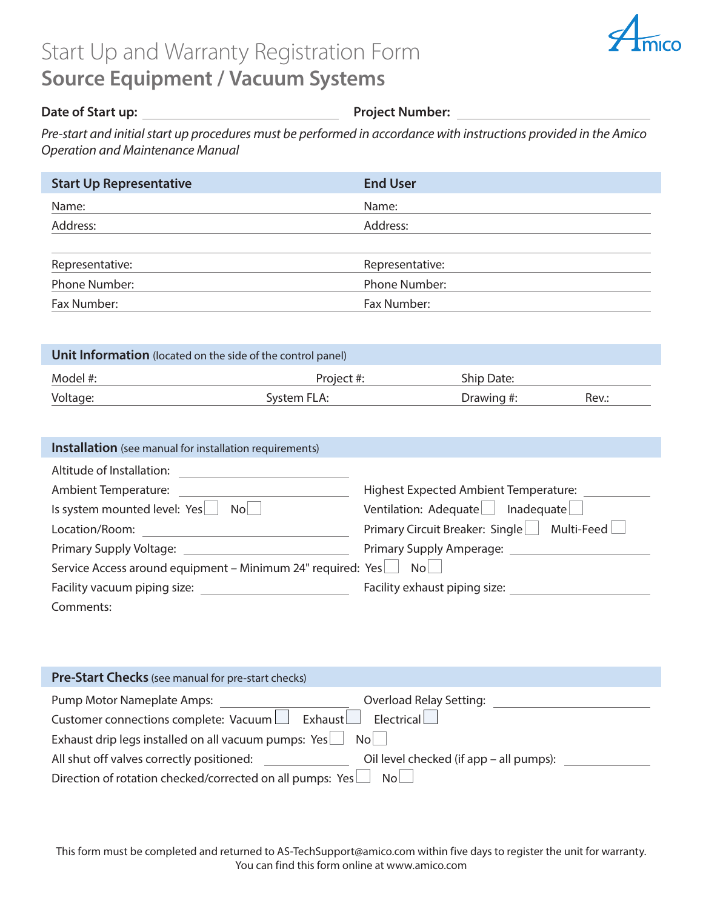# Start Up and Warranty Registration Form

## Source Equipment / Vacuum Systems

**Date of Start up:** ______________________ **Project Number:** ______________________

*Pre-start and initial start up procedures must be performed in accordance with instructions provided in the Amico Operation and Maintenance Manual*

| Start Up Representative | End User |
|---|---|
| Name: | Name: |
| Address: | Address: |
| | |
| Representative: | Representative: |
| Phone Number: | Phone Number: |
| Fax Number: | Fax Number: |

### Unit Information (located on the side of the control panel)

| | | | |
|---|---|---|---|
| Model #: | Project #: | Ship Date: | |
| Voltage: | System FLA: | Drawing #: | Rev.: |

### Installation (see manual for installation requirements)

Altitude of Installation: ______________________

Ambient Temperature: ______________________

Highest Expected Ambient Temperature: ______________________

Is system mounted level: Yes ☐ No ☐

Ventilation: Adequate ☐ Inadequate ☐

Location/Room: ______________________

Primary Circuit Breaker: Single ☐ Multi-Feed ☐

Primary Supply Voltage: ______________________

Primary Supply Amperage: ______________________

Service Access around equipment – Minimum 24" required: Yes ☐ No ☐

Facility vacuum piping size: ______________________

Facility exhaust piping size: ______________________

Comments:

### Pre-Start Checks (see manual for pre-start checks)

Pump Motor Nameplate Amps: ______________________

Overload Relay Setting: ______________________

Customer connections complete: Vacuum ☐ Exhaust ☐ Electrical ☐

Exhaust drip legs installed on all vacuum pumps: Yes ☐ No ☐

All shut off valves correctly positioned: ______________________

Oil level checked (if app – all pumps): ______________________

Direction of rotation checked/corrected on all pumps: Yes ☐ No ☐

This form must be completed and returned to AS-TechSupport@amico.com within five days to register the unit for warranty.
You can find this form online at www.amico.com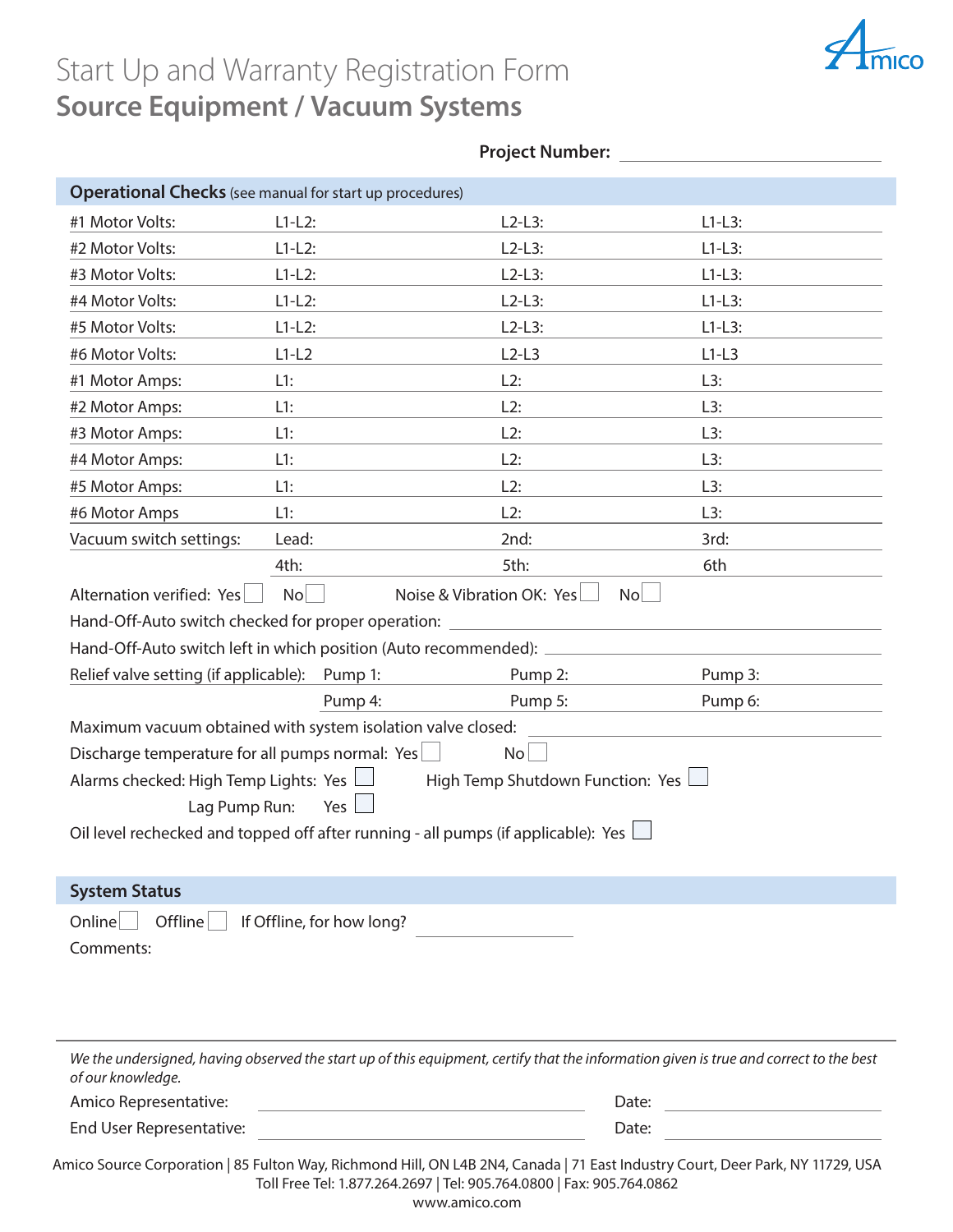# Start Up and Warranty Registration Form

## Source Equipment / Vacuum Systems

**Project Number:** ______________________

### Operational Checks (see manual for start up procedures)

| | | | |
|---|---|---|---|
| #1 Motor Volts: | L1-L2: | L2-L3: | L1-L3: |
| #2 Motor Volts: | L1-L2: | L2-L3: | L1-L3: |
| #3 Motor Volts: | L1-L2: | L2-L3: | L1-L3: |
| #4 Motor Volts: | L1-L2: | L2-L3: | L1-L3: |
| #5 Motor Volts: | L1-L2: | L2-L3: | L1-L3: |
| #6 Motor Volts: | L1-L2 | L2-L3 | L1-L3 |
| #1 Motor Amps: | L1: | L2: | L3: |
| #2 Motor Amps: | L1: | L2: | L3: |
| #3 Motor Amps: | L1: | L2: | L3: |
| #4 Motor Amps: | L1: | L2: | L3: |
| #5 Motor Amps: | L1: | L2: | L3: |
| #6 Motor Amps | L1: | L2: | L3: |
| Vacuum switch settings: | Lead: | 2nd: | 3rd: |
| | 4th: | 5th: | 6th |

Alternation verified: Yes ☐ No ☐ Noise & Vibration OK: Yes ☐ No ☐

Hand-Off-Auto switch checked for proper operation: ______________________

Hand-Off-Auto switch left in which position (Auto recommended): ______________________

| | | | |
|---|---|---|---|
| Relief valve setting (if applicable): | Pump 1: | Pump 2: | Pump 3: |
| | Pump 4: | Pump 5: | Pump 6: |

Maximum vacuum obtained with system isolation valve closed: ______________________

Discharge temperature for all pumps normal: Yes ☐ No ☐

Alarms checked: High Temp Lights: Yes ☐ High Temp Shutdown Function: Yes ☐

Lag Pump Run: Yes ☐

Oil level rechecked and topped off after running - all pumps (if applicable): Yes ☐

### System Status

Online ☐ Offline ☐ If Offline, for how long? ______________

Comments:

*We the undersigned, having observed the start up of this equipment, certify that the information given is true and correct to the best of our knowledge.*

Amico Representative: ______________________ Date: ______________

End User Representative: ______________________ Date: ______________

Amico Source Corporation | 85 Fulton Way, Richmond Hill, ON L4B 2N4, Canada | 71 East Industry Court, Deer Park, NY 11729, USA
Toll Free Tel: 1.877.264.2697 | Tel: 905.764.0800 | Fax: 905.764.0862
www.amico.com